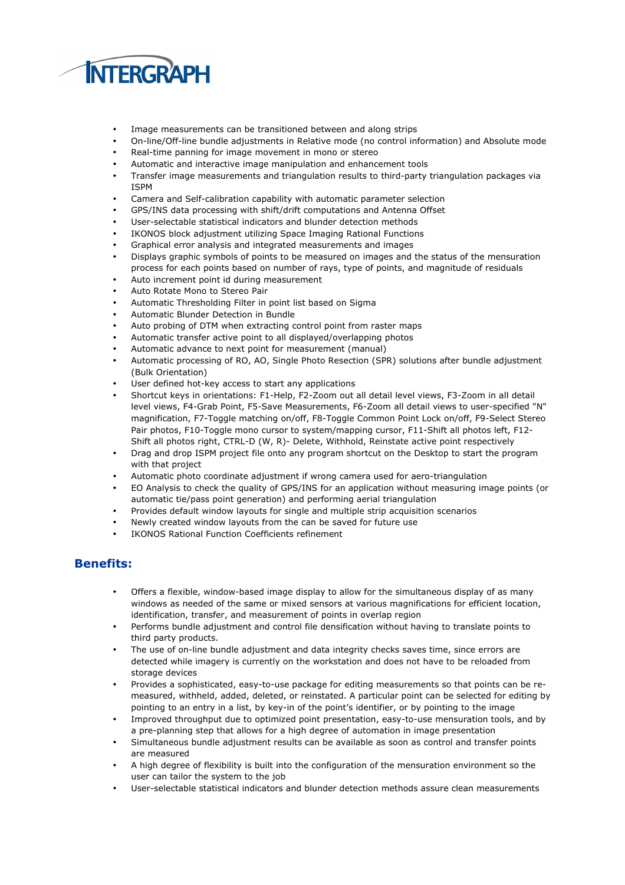- Image measurements can be transitioned between and along strips
- On-line/Off-line bundle adjustments in Relative mode (no control information) and Absolute mode
- Real-time panning for image movement in mono or stereo
- Automatic and interactive image manipulation and enhancement tools
- Transfer image measurements and triangulation results to third-party triangulation packages via ISPM
- Camera and Self-calibration capability with automatic parameter selection
- GPS/INS data processing with shift/drift computations and Antenna Offset
- User-selectable statistical indicators and blunder detection methods
- IKONOS block adjustment utilizing Space Imaging Rational Functions
- Graphical error analysis and integrated measurements and images
- Displays graphic symbols of points to be measured on images and the status of the mensuration process for each points based on number of rays, type of points, and magnitude of residuals
- Auto increment point id during measurement
- Auto Rotate Mono to Stereo Pair
- Automatic Thresholding Filter in point list based on Sigma
- Automatic Blunder Detection in Bundle
- Auto probing of DTM when extracting control point from raster maps
- Automatic transfer active point to all displayed/overlapping photos
- Automatic advance to next point for measurement (manual)
- Automatic processing of RO, AO, Single Photo Resection (SPR) solutions after bundle adjustment (Bulk Orientation)
- User defined hot-key access to start any applications
- Shortcut keys in orientations: F1-Help, F2-Zoom out all detail level views, F3-Zoom in all detail level views, F4-Grab Point, F5-Save Measurements, F6-Zoom all detail views to user-specified "N" magnification, F7-Toggle matching on/off, F8-Toggle Common Point Lock on/off, F9-Select Stereo Pair photos, F10-Toggle mono cursor to system/mapping cursor, F11-Shift all photos left, F12-Shift all photos right, CTRL-D (W, R)- Delete, Withhold, Reinstate active point respectively
- Drag and drop ISPM project file onto any program shortcut on the Desktop to start the program with that project
- Automatic photo coordinate adjustment if wrong camera used for aero-triangulation
- EO Analysis to check the quality of GPS/INS for an application without measuring image points (or automatic tie/pass point generation) and performing aerial triangulation
- Provides default window layouts for single and multiple strip acquisition scenarios
- Newly created window layouts from the can be saved for future use
- IKONOS Rational Function Coefficients refinement

## Benefits:

- Offers a flexible, window-based image display to allow for the simultaneous display of as many windows as needed of the same or mixed sensors at various magnifications for efficient location, identification, transfer, and measurement of points in overlap region
- Performs bundle adjustment and control file densification without having to translate points to third party products.
- The use of on-line bundle adjustment and data integrity checks saves time, since errors are detected while imagery is currently on the workstation and does not have to be reloaded from storage devices
- Provides a sophisticated, easy-to-use package for editing measurements so that points can be re-measured, withheld, added, deleted, or reinstated. A particular point can be selected for editing by pointing to an entry in a list, by key-in of the point's identifier, or by pointing to the image
- Improved throughput due to optimized point presentation, easy-to-use mensuration tools, and by a pre-planning step that allows for a high degree of automation in image presentation
- Simultaneous bundle adjustment results can be available as soon as control and transfer points are measured
- A high degree of flexibility is built into the configuration of the mensuration environment so the user can tailor the system to the job
- User-selectable statistical indicators and blunder detection methods assure clean measurements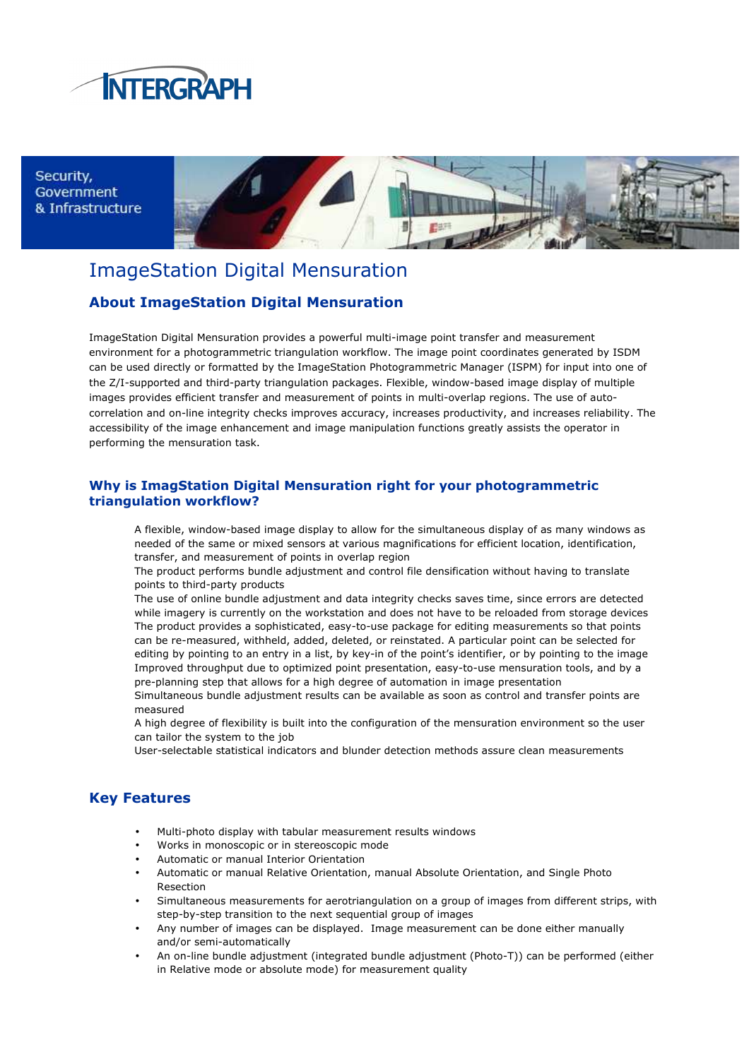INTERGRAPH

Security, Government & Infrastructure

# ImageStation Digital Mensuration

## About ImageStation Digital Mensuration

ImageStation Digital Mensuration provides a powerful multi-image point transfer and measurement environment for a photogrammetric triangulation workflow. The image point coordinates generated by ISDM can be used directly or formatted by the ImageStation Photogrammetric Manager (ISPM) for input into one of the Z/I-supported and third-party triangulation packages. Flexible, window-based image display of multiple images provides efficient transfer and measurement of points in multi-overlap regions. The use of auto-correlation and on-line integrity checks improves accuracy, increases productivity, and increases reliability. The accessibility of the image enhancement and image manipulation functions greatly assists the operator in performing the mensuration task.

## Why is ImagStation Digital Mensuration right for your photogrammetric triangulation workflow?

A flexible, window-based image display to allow for the simultaneous display of as many windows as needed of the same or mixed sensors at various magnifications for efficient location, identification, transfer, and measurement of points in overlap region

The product performs bundle adjustment and control file densification without having to translate points to third-party products

The use of online bundle adjustment and data integrity checks saves time, since errors are detected while imagery is currently on the workstation and does not have to be reloaded from storage devices

The product provides a sophisticated, easy-to-use package for editing measurements so that points can be re-measured, withheld, added, deleted, or reinstated. A particular point can be selected for editing by pointing to an entry in a list, by key-in of the point's identifier, or by pointing to the image

Improved throughput due to optimized point presentation, easy-to-use mensuration tools, and by a pre-planning step that allows for a high degree of automation in image presentation

Simultaneous bundle adjustment results can be available as soon as control and transfer points are measured

A high degree of flexibility is built into the configuration of the mensuration environment so the user can tailor the system to the job

User-selectable statistical indicators and blunder detection methods assure clean measurements

## Key Features

- Multi-photo display with tabular measurement results windows
- Works in monoscopic or in stereoscopic mode
- Automatic or manual Interior Orientation
- Automatic or manual Relative Orientation, manual Absolute Orientation, and Single Photo Resection
- Simultaneous measurements for aerotriangulation on a group of images from different strips, with step-by-step transition to the next sequential group of images
- Any number of images can be displayed. Image measurement can be done either manually and/or semi-automatically
- An on-line bundle adjustment (integrated bundle adjustment (Photo-T)) can be performed (either in Relative mode or absolute mode) for measurement quality